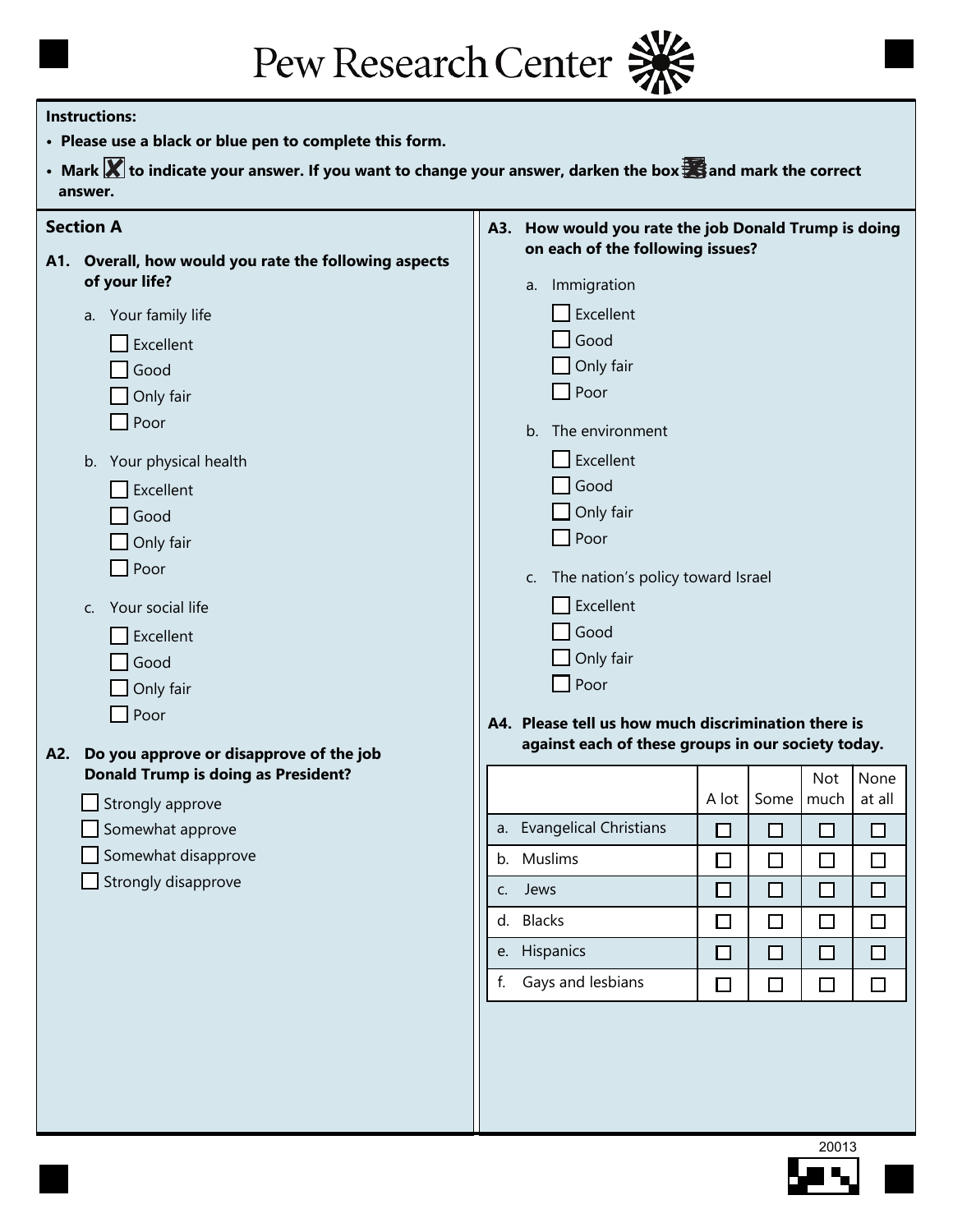# Pew Research Center

**Instructions:**

- **Please use a black or blue pen to complete this form.**
- **Mark ☒ to indicate your answer. If you want to change your answer, darken the box ■ and mark the correct answer.**

## Section A

**A1. Overall, how would you rate the following aspects of your life?**

a. Your family life

- ☐ Excellent
- ☐ Good
- ☐ Only fair
- ☐ Poor

b. Your physical health

- ☐ Excellent
- ☐ Good
- ☐ Only fair
- ☐ Poor

c. Your social life

- ☐ Excellent
- ☐ Good
- ☐ Only fair
- ☐ Poor

**A2. Do you approve or disapprove of the job Donald Trump is doing as President?**

- ☐ Strongly approve
- ☐ Somewhat approve
- ☐ Somewhat disapprove
- ☐ Strongly disapprove

**A3. How would you rate the job Donald Trump is doing on each of the following issues?**

a. Immigration

- ☐ Excellent
- ☐ Good
- ☐ Only fair
- ☐ Poor

b. The environment

- ☐ Excellent
- ☐ Good
- ☐ Only fair
- ☐ Poor

c. The nation's policy toward Israel

- ☐ Excellent
- ☐ Good
- ☐ Only fair
- ☐ Poor

**A4. Please tell us how much discrimination there is against each of these groups in our society today.**

| | A lot | Some | Not much | None at all |
|---|---|---|---|---|
| a. Evangelical Christians | ☐ | ☐ | ☐ | ☐ |
| b. Muslims | ☐ | ☐ | ☐ | ☐ |
| c. Jews | ☐ | ☐ | ☐ | ☐ |
| d. Blacks | ☐ | ☐ | ☐ | ☐ |
| e. Hispanics | ☐ | ☐ | ☐ | ☐ |
| f. Gays and lesbians | ☐ | ☐ | ☐ | ☐ |

20013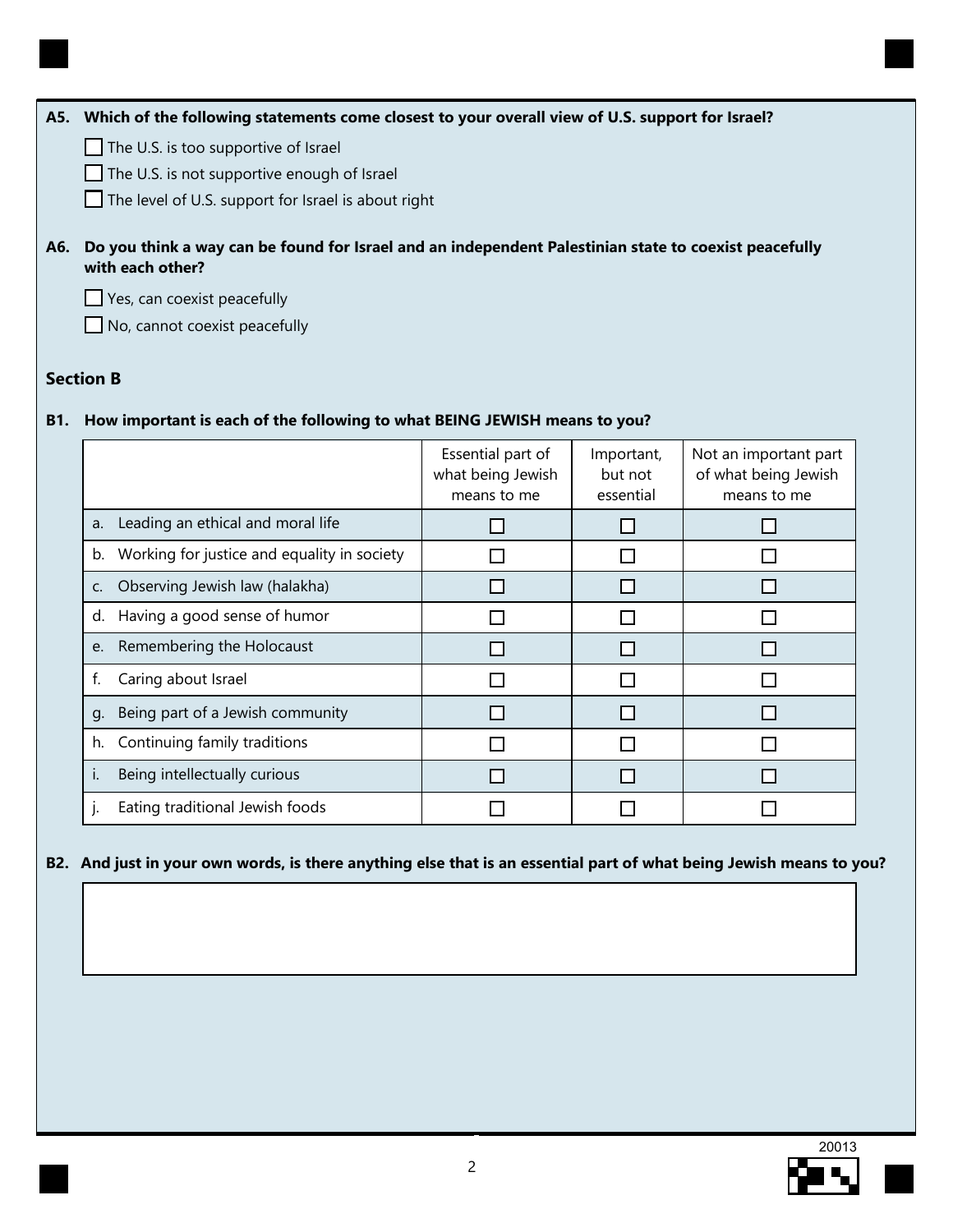**A5. Which of the following statements come closest to your overall view of U.S. support for Israel?**

- ☐ The U.S. is too supportive of Israel
- ☐ The U.S. is not supportive enough of Israel
- ☐ The level of U.S. support for Israel is about right

**A6. Do you think a way can be found for Israel and an independent Palestinian state to coexist peacefully with each other?**

- ☐ Yes, can coexist peacefully
- ☐ No, cannot coexist peacefully

## Section B

**B1. How important is each of the following to what BEING JEWISH means to you?**

| | Essential part of what being Jewish means to me | Important, but not essential | Not an important part of what being Jewish means to me |
|---|---|---|---|
| a. Leading an ethical and moral life | ☐ | ☐ | ☐ |
| b. Working for justice and equality in society | ☐ | ☐ | ☐ |
| c. Observing Jewish law (halakha) | ☐ | ☐ | ☐ |
| d. Having a good sense of humor | ☐ | ☐ | ☐ |
| e. Remembering the Holocaust | ☐ | ☐ | ☐ |
| f. Caring about Israel | ☐ | ☐ | ☐ |
| g. Being part of a Jewish community | ☐ | ☐ | ☐ |
| h. Continuing family traditions | ☐ | ☐ | ☐ |
| i. Being intellectually curious | ☐ | ☐ | ☐ |
| j. Eating traditional Jewish foods | ☐ | ☐ | ☐ |

**B2. And just in your own words, is there anything else that is an essential part of what being Jewish means to you?**

20013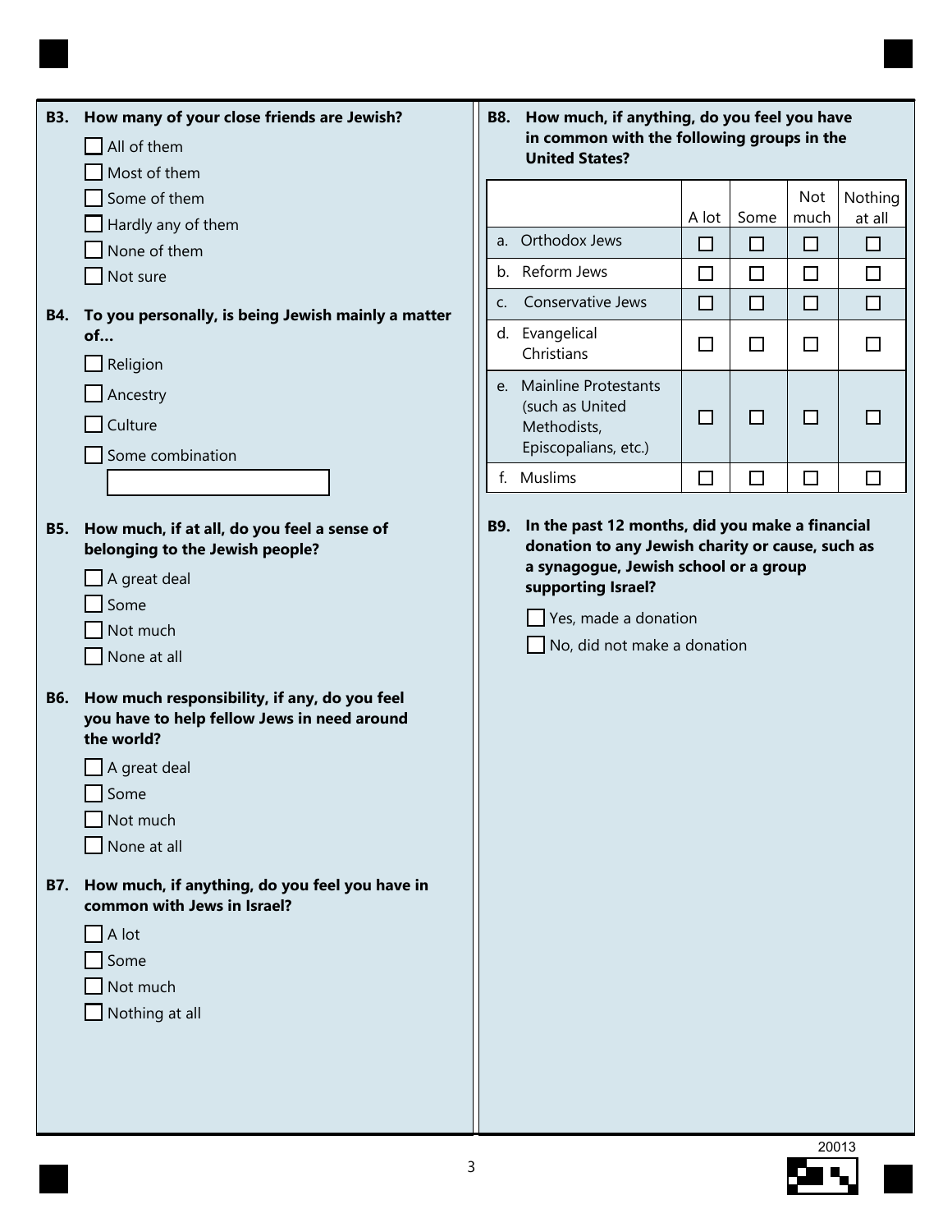**B3. How many of your close friends are Jewish?**

- ☐ All of them
- ☐ Most of them
- ☐ Some of them
- ☐ Hardly any of them
- ☐ None of them
- ☐ Not sure

**B4. To you personally, is being Jewish mainly a matter of…**

- ☐ Religion
- ☐ Ancestry
- ☐ Culture
- ☐ Some combination ____________

**B5. How much, if at all, do you feel a sense of belonging to the Jewish people?**

- ☐ A great deal
- ☐ Some
- ☐ Not much
- ☐ None at all

**B6. How much responsibility, if any, do you feel you have to help fellow Jews in need around the world?**

- ☐ A great deal
- ☐ Some
- ☐ Not much
- ☐ None at all

**B7. How much, if anything, do you feel you have in common with Jews in Israel?**

- ☐ A lot
- ☐ Some
- ☐ Not much
- ☐ Nothing at all

**B8. How much, if anything, do you feel you have in common with the following groups in the United States?**

| | A lot | Some | Not much | Nothing at all |
|---|---|---|---|---|
| a. Orthodox Jews | ☐ | ☐ | ☐ | ☐ |
| b. Reform Jews | ☐ | ☐ | ☐ | ☐ |
| c. Conservative Jews | ☐ | ☐ | ☐ | ☐ |
| d. Evangelical Christians | ☐ | ☐ | ☐ | ☐ |
| e. Mainline Protestants (such as United Methodists, Episcopalians, etc.) | ☐ | ☐ | ☐ | ☐ |
| f. Muslims | ☐ | ☐ | ☐ | ☐ |

**B9. In the past 12 months, did you make a financial donation to any Jewish charity or cause, such as a synagogue, Jewish school or a group supporting Israel?**

- ☐ Yes, made a donation
- ☐ No, did not make a donation

20013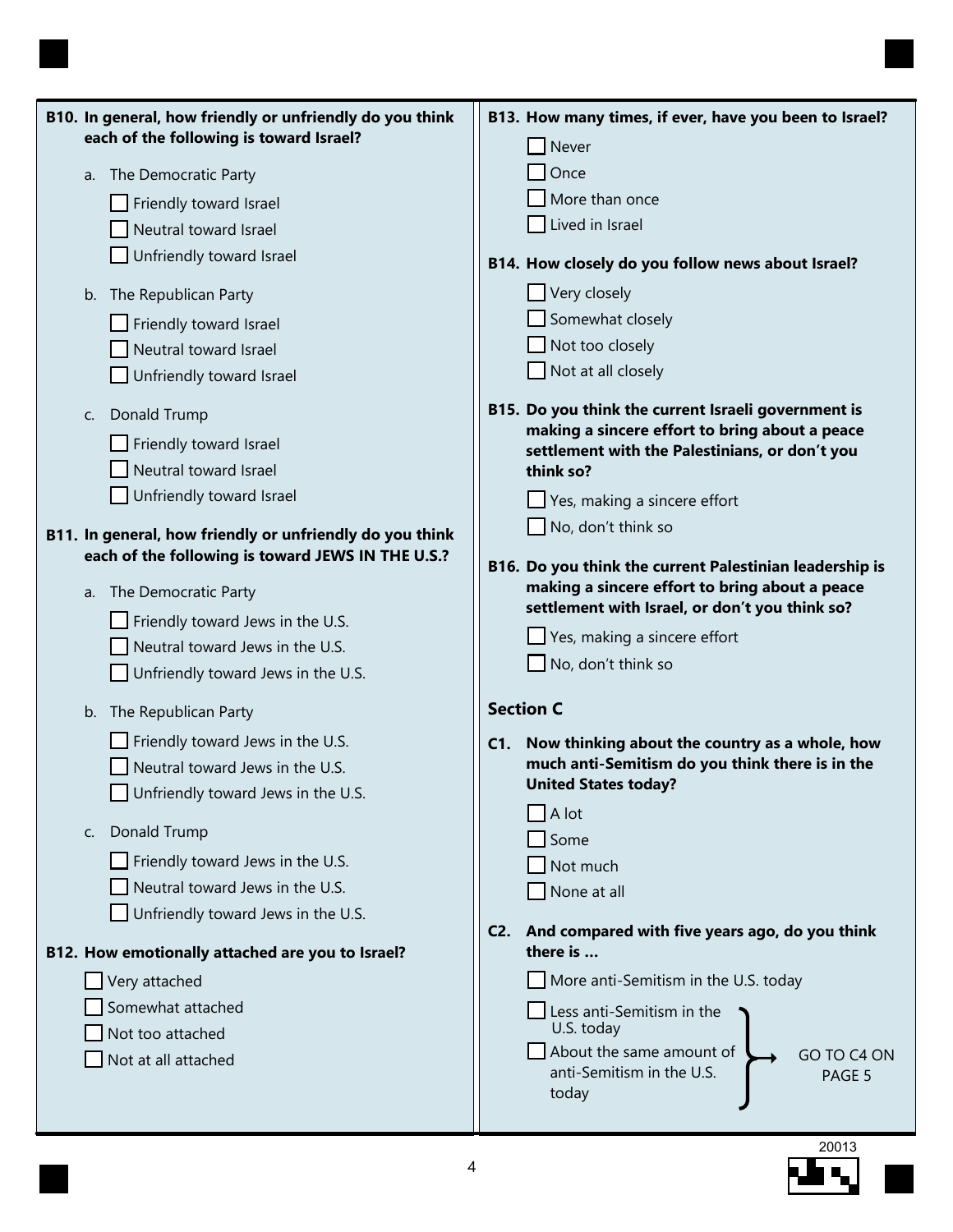**B10. In general, how friendly or unfriendly do you think each of the following is toward Israel?**

a. The Democratic Party

- ☐ Friendly toward Israel
- ☐ Neutral toward Israel
- ☐ Unfriendly toward Israel

b. The Republican Party

- ☐ Friendly toward Israel
- ☐ Neutral toward Israel
- ☐ Unfriendly toward Israel

c. Donald Trump

- ☐ Friendly toward Israel
- ☐ Neutral toward Israel
- ☐ Unfriendly toward Israel

**B11. In general, how friendly or unfriendly do you think each of the following is toward JEWS IN THE U.S.?**

a. The Democratic Party

- ☐ Friendly toward Jews in the U.S.
- ☐ Neutral toward Jews in the U.S.
- ☐ Unfriendly toward Jews in the U.S.

b. The Republican Party

- ☐ Friendly toward Jews in the U.S.
- ☐ Neutral toward Jews in the U.S.
- ☐ Unfriendly toward Jews in the U.S.

c. Donald Trump

- ☐ Friendly toward Jews in the U.S.
- ☐ Neutral toward Jews in the U.S.
- ☐ Unfriendly toward Jews in the U.S.

**B12. How emotionally attached are you to Israel?**

- ☐ Very attached
- ☐ Somewhat attached
- ☐ Not too attached
- ☐ Not at all attached

**B13. How many times, if ever, have you been to Israel?**

- ☐ Never
- ☐ Once
- ☐ More than once
- ☐ Lived in Israel

**B14. How closely do you follow news about Israel?**

- ☐ Very closely
- ☐ Somewhat closely
- ☐ Not too closely
- ☐ Not at all closely

**B15. Do you think the current Israeli government is making a sincere effort to bring about a peace settlement with the Palestinians, or don't you think so?**

- ☐ Yes, making a sincere effort
- ☐ No, don't think so

**B16. Do you think the current Palestinian leadership is making a sincere effort to bring about a peace settlement with Israel, or don't you think so?**

- ☐ Yes, making a sincere effort
- ☐ No, don't think so

## Section C

**C1. Now thinking about the country as a whole, how much anti-Semitism do you think there is in the United States today?**

- ☐ A lot
- ☐ Some
- ☐ Not much
- ☐ None at all

**C2. And compared with five years ago, do you think there is …**

- ☐ More anti-Semitism in the U.S. today
- ☐ Less anti-Semitism in the U.S. today → GO TO C4 ON PAGE 5
- ☐ About the same amount of anti-Semitism in the U.S. today → GO TO C4 ON PAGE 5

20013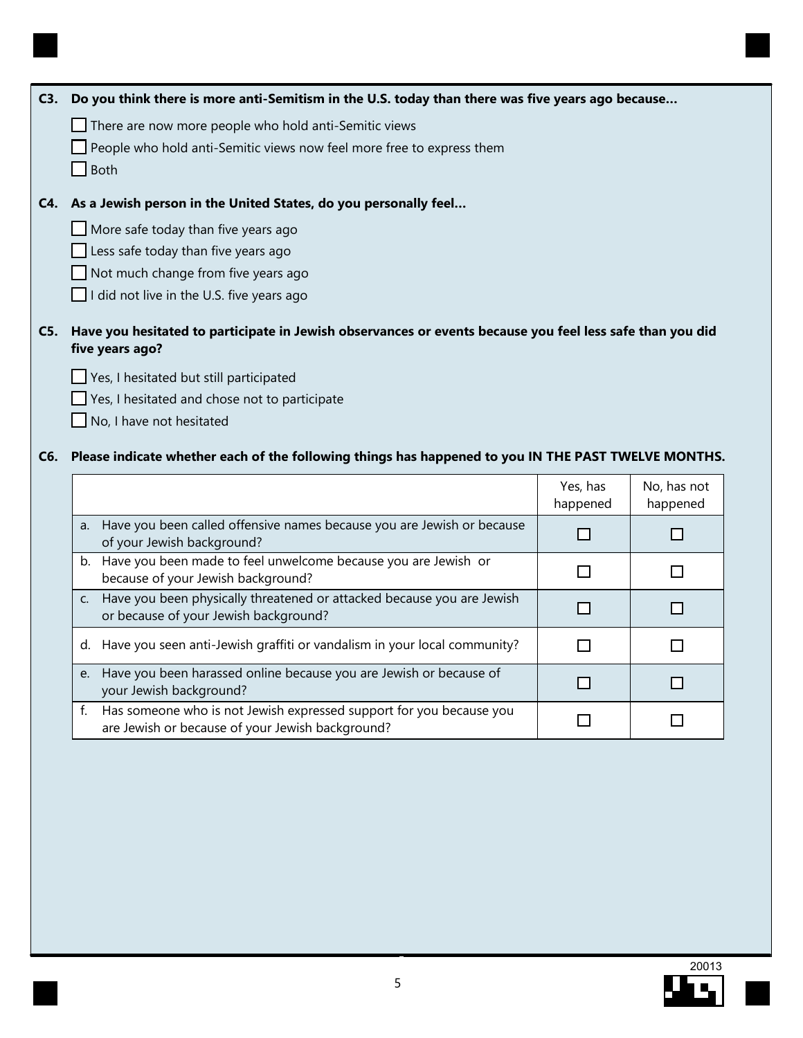**C3. Do you think there is more anti-Semitism in the U.S. today than there was five years ago because…**

- ☐ There are now more people who hold anti-Semitic views
- ☐ People who hold anti-Semitic views now feel more free to express them
- ☐ Both

**C4. As a Jewish person in the United States, do you personally feel…**

- ☐ More safe today than five years ago
- ☐ Less safe today than five years ago
- ☐ Not much change from five years ago
- ☐ I did not live in the U.S. five years ago

**C5. Have you hesitated to participate in Jewish observances or events because you feel less safe than you did five years ago?**

- ☐ Yes, I hesitated but still participated
- ☐ Yes, I hesitated and chose not to participate
- ☐ No, I have not hesitated

**C6. Please indicate whether each of the following things has happened to you IN THE PAST TWELVE MONTHS.**

| | Yes, has happened | No, has not happened |
|---|---|---|
| a. Have you been called offensive names because you are Jewish or because of your Jewish background? | ☐ | ☐ |
| b. Have you been made to feel unwelcome because you are Jewish or because of your Jewish background? | ☐ | ☐ |
| c. Have you been physically threatened or attacked because you are Jewish or because of your Jewish background? | ☐ | ☐ |
| d. Have you seen anti-Jewish graffiti or vandalism in your local community? | ☐ | ☐ |
| e. Have you been harassed online because you are Jewish or because of your Jewish background? | ☐ | ☐ |
| f. Has someone who is not Jewish expressed support for you because you are Jewish or because of your Jewish background? | ☐ | ☐ |

20013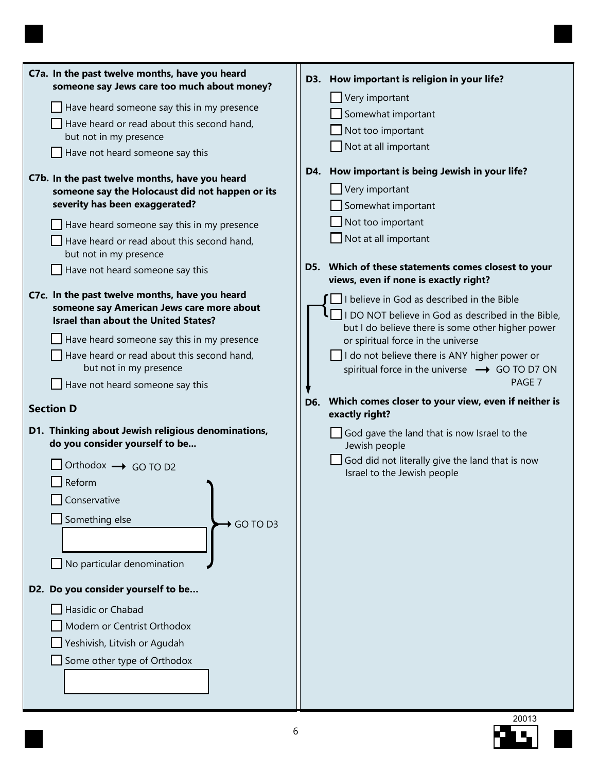**C7a. In the past twelve months, have you heard someone say Jews care too much about money?**

- ☐ Have heard someone say this in my presence
- ☐ Have heard or read about this second hand, but not in my presence
- ☐ Have not heard someone say this

**C7b. In the past twelve months, have you heard someone say the Holocaust did not happen or its severity has been exaggerated?**

- ☐ Have heard someone say this in my presence
- ☐ Have heard or read about this second hand, but not in my presence
- ☐ Have not heard someone say this

**C7c. In the past twelve months, have you heard someone say American Jews care more about Israel than about the United States?**

- ☐ Have heard someone say this in my presence
- ☐ Have heard or read about this second hand, but not in my presence
- ☐ Have not heard someone say this

## Section D

**D1. Thinking about Jewish religious denominations, do you consider yourself to be...**

- ☐ Orthodox → GO TO D2
- ☐ Reform → GO TO D3
- ☐ Conservative → GO TO D3
- ☐ Something else → GO TO D3 ______________________
- ☐ No particular denomination → GO TO D3

**D2. Do you consider yourself to be...**

- ☐ Hasidic or Chabad
- ☐ Modern or Centrist Orthodox
- ☐ Yeshivish, Litvish or Agudah
- ☐ Some other type of Orthodox ______________________

**D3. How important is religion in your life?**

- ☐ Very important
- ☐ Somewhat important
- ☐ Not too important
- ☐ Not at all important

**D4. How important is being Jewish in your life?**

- ☐ Very important
- ☐ Somewhat important
- ☐ Not too important
- ☐ Not at all important

**D5. Which of these statements comes closest to your views, even if none is exactly right?**

- ☐ I believe in God as described in the Bible → GO TO D6
- ☐ I DO NOT believe in God as described in the Bible, but I do believe there is some other higher power or spiritual force in the universe → GO TO D6
- ☐ I do not believe there is ANY higher power or spiritual force in the universe → GO TO D7 ON PAGE 7

**D6. Which comes closer to your view, even if neither is exactly right?**

- ☐ God gave the land that is now Israel to the Jewish people
- ☐ God did not literally give the land that is now Israel to the Jewish people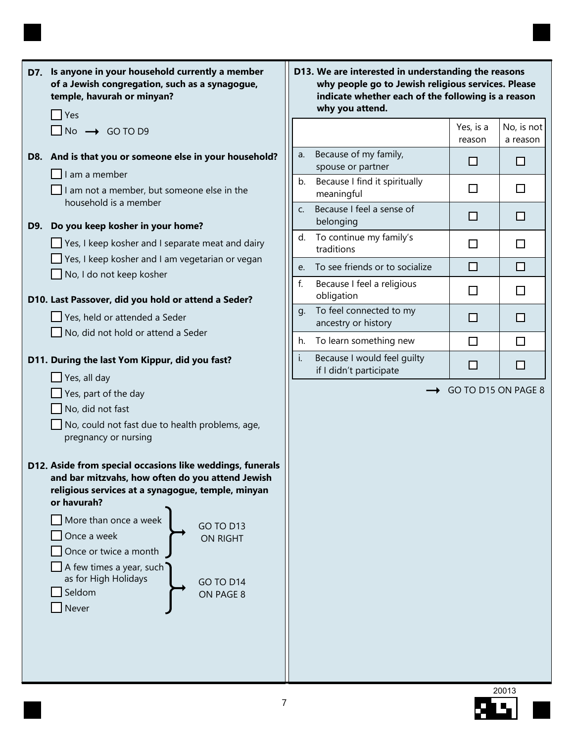**D7. Is anyone in your household currently a member of a Jewish congregation, such as a synagogue, temple, havurah or minyan?**

- ☐ Yes
- ☐ No → GO TO D9

**D8. And is that you or someone else in your household?**

- ☐ I am a member
- ☐ I am not a member, but someone else in the household is a member

**D9. Do you keep kosher in your home?**

- ☐ Yes, I keep kosher and I separate meat and dairy
- ☐ Yes, I keep kosher and I am vegetarian or vegan
- ☐ No, I do not keep kosher

**D10. Last Passover, did you hold or attend a Seder?**

- ☐ Yes, held or attended a Seder
- ☐ No, did not hold or attend a Seder

**D11. During the last Yom Kippur, did you fast?**

- ☐ Yes, all day
- ☐ Yes, part of the day
- ☐ No, did not fast
- ☐ No, could not fast due to health problems, age, pregnancy or nursing

**D12. Aside from special occasions like weddings, funerals and bar mitzvahs, how often do you attend Jewish religious services at a synagogue, temple, minyan or havurah?**

- ☐ More than once a week
- ☐ Once a week
- ☐ Once or twice a month

→ GO TO D13 ON RIGHT

- ☐ A few times a year, such as for High Holidays
- ☐ Seldom
- ☐ Never

→ GO TO D14 ON PAGE 8

**D13. We are interested in understanding the reasons why people go to Jewish religious services. Please indicate whether each of the following is a reason why you attend.**

| | Yes, is a reason | No, is not a reason |
|---|---|---|
| a. Because of my family, spouse or partner | ☐ | ☐ |
| b. Because I find it spiritually meaningful | ☐ | ☐ |
| c. Because I feel a sense of belonging | ☐ | ☐ |
| d. To continue my family's traditions | ☐ | ☐ |
| e. To see friends or to socialize | ☐ | ☐ |
| f. Because I feel a religious obligation | ☐ | ☐ |
| g. To feel connected to my ancestry or history | ☐ | ☐ |
| h. To learn something new | ☐ | ☐ |
| i. Because I would feel guilty if I didn't participate | ☐ | ☐ |

→ GO TO D15 ON PAGE 8

20013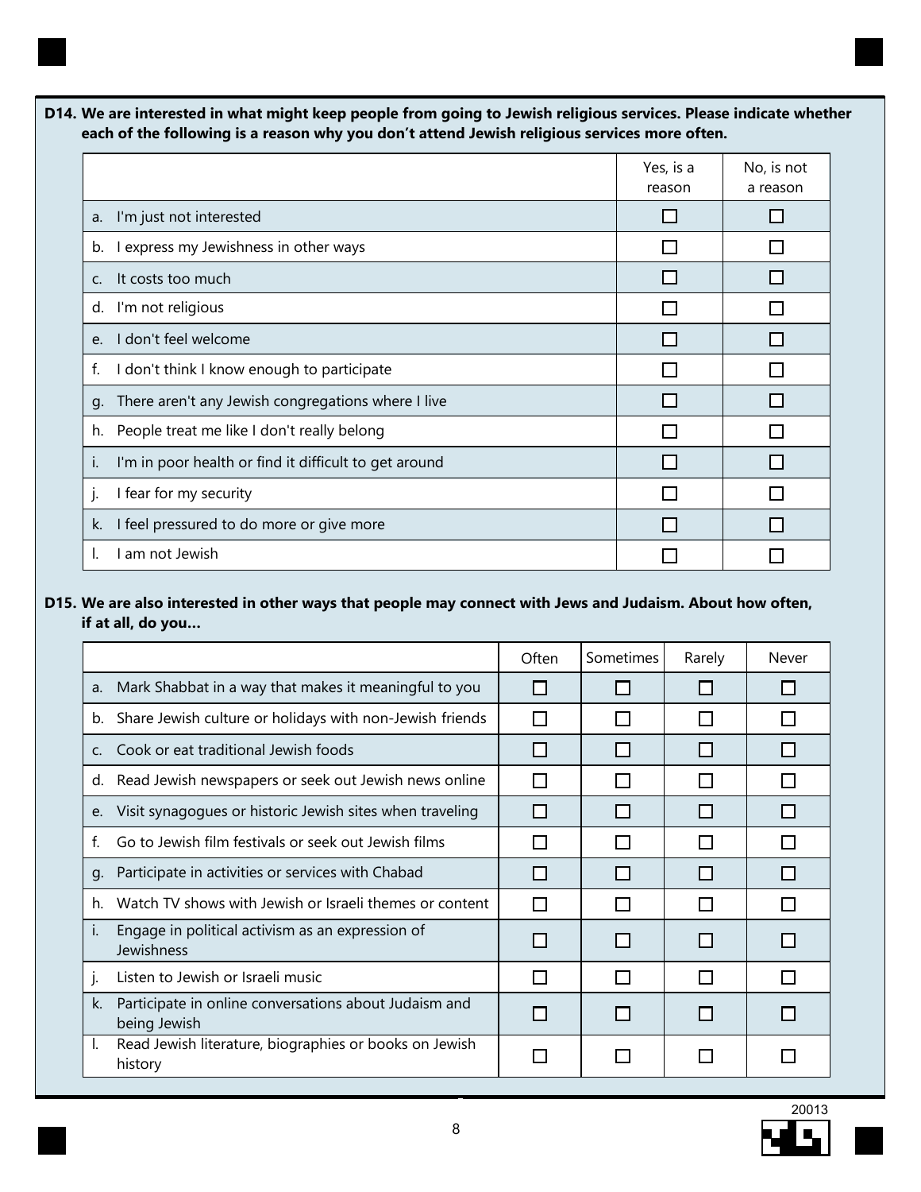**D14. We are interested in what might keep people from going to Jewish religious services. Please indicate whether each of the following is a reason why you don't attend Jewish religious services more often.**

| | Yes, is a reason | No, is not a reason |
|---|---|---|
| a. I'm just not interested | ☐ | ☐ |
| b. I express my Jewishness in other ways | ☐ | ☐ |
| c. It costs too much | ☐ | ☐ |
| d. I'm not religious | ☐ | ☐ |
| e. I don't feel welcome | ☐ | ☐ |
| f. I don't think I know enough to participate | ☐ | ☐ |
| g. There aren't any Jewish congregations where I live | ☐ | ☐ |
| h. People treat me like I don't really belong | ☐ | ☐ |
| i. I'm in poor health or find it difficult to get around | ☐ | ☐ |
| j. I fear for my security | ☐ | ☐ |
| k. I feel pressured to do more or give more | ☐ | ☐ |
| l. I am not Jewish | ☐ | ☐ |

**D15. We are also interested in other ways that people may connect with Jews and Judaism. About how often, if at all, do you...**

| | Often | Sometimes | Rarely | Never |
|---|---|---|---|---|
| a. Mark Shabbat in a way that makes it meaningful to you | ☐ | ☐ | ☐ | ☐ |
| b. Share Jewish culture or holidays with non-Jewish friends | ☐ | ☐ | ☐ | ☐ |
| c. Cook or eat traditional Jewish foods | ☐ | ☐ | ☐ | ☐ |
| d. Read Jewish newspapers or seek out Jewish news online | ☐ | ☐ | ☐ | ☐ |
| e. Visit synagogues or historic Jewish sites when traveling | ☐ | ☐ | ☐ | ☐ |
| f. Go to Jewish film festivals or seek out Jewish films | ☐ | ☐ | ☐ | ☐ |
| g. Participate in activities or services with Chabad | ☐ | ☐ | ☐ | ☐ |
| h. Watch TV shows with Jewish or Israeli themes or content | ☐ | ☐ | ☐ | ☐ |
| i. Engage in political activism as an expression of Jewishness | ☐ | ☐ | ☐ | ☐ |
| j. Listen to Jewish or Israeli music | ☐ | ☐ | ☐ | ☐ |
| k. Participate in online conversations about Judaism and being Jewish | ☐ | ☐ | ☐ | ☐ |
| l. Read Jewish literature, biographies or books on Jewish history | ☐ | ☐ | ☐ | ☐ |

20013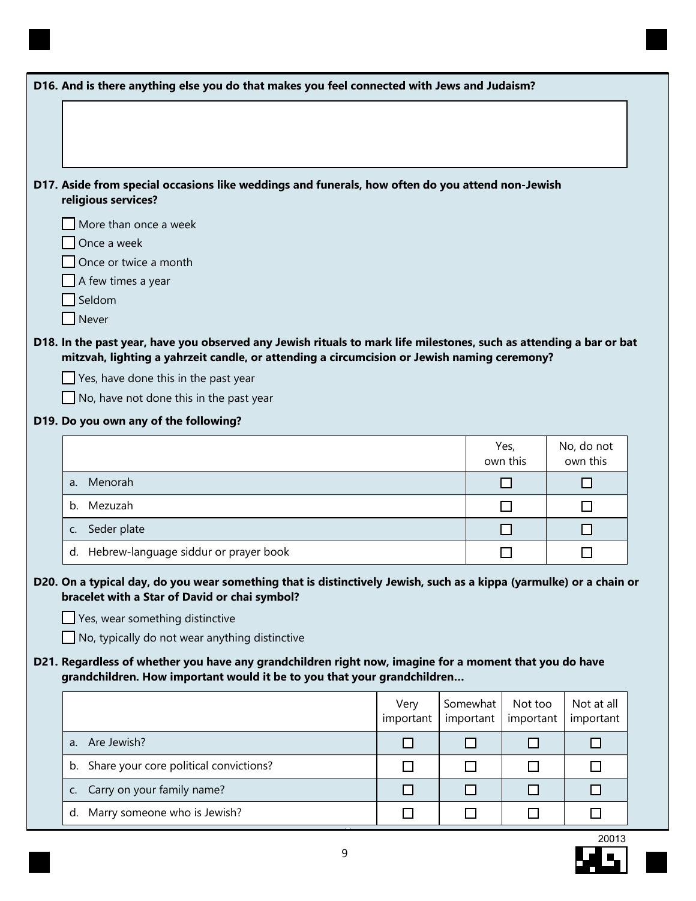**D16. And is there anything else you do that makes you feel connected with Jews and Judaism?**

**D17. Aside from special occasions like weddings and funerals, how often do you attend non-Jewish religious services?**

- ☐ More than once a week
- ☐ Once a week
- ☐ Once or twice a month
- ☐ A few times a year
- ☐ Seldom
- ☐ Never

**D18. In the past year, have you observed any Jewish rituals to mark life milestones, such as attending a bar or bat mitzvah, lighting a yahrzeit candle, or attending a circumcision or Jewish naming ceremony?**

- ☐ Yes, have done this in the past year
- ☐ No, have not done this in the past year

**D19. Do you own any of the following?**

| | Yes, own this | No, do not own this |
|---|---|---|
| a. Menorah | ☐ | ☐ |
| b. Mezuzah | ☐ | ☐ |
| c. Seder plate | ☐ | ☐ |
| d. Hebrew-language siddur or prayer book | ☐ | ☐ |

**D20. On a typical day, do you wear something that is distinctively Jewish, such as a kippa (yarmulke) or a chain or bracelet with a Star of David or chai symbol?**

- ☐ Yes, wear something distinctive
- ☐ No, typically do not wear anything distinctive

**D21. Regardless of whether you have any grandchildren right now, imagine for a moment that you do have grandchildren. How important would it be to you that your grandchildren…**

| | Very important | Somewhat important | Not too important | Not at all important |
|---|---|---|---|---|
| a. Are Jewish? | ☐ | ☐ | ☐ | ☐ |
| b. Share your core political convictions? | ☐ | ☐ | ☐ | ☐ |
| c. Carry on your family name? | ☐ | ☐ | ☐ | ☐ |
| d. Marry someone who is Jewish? | ☐ | ☐ | ☐ | ☐ |

20013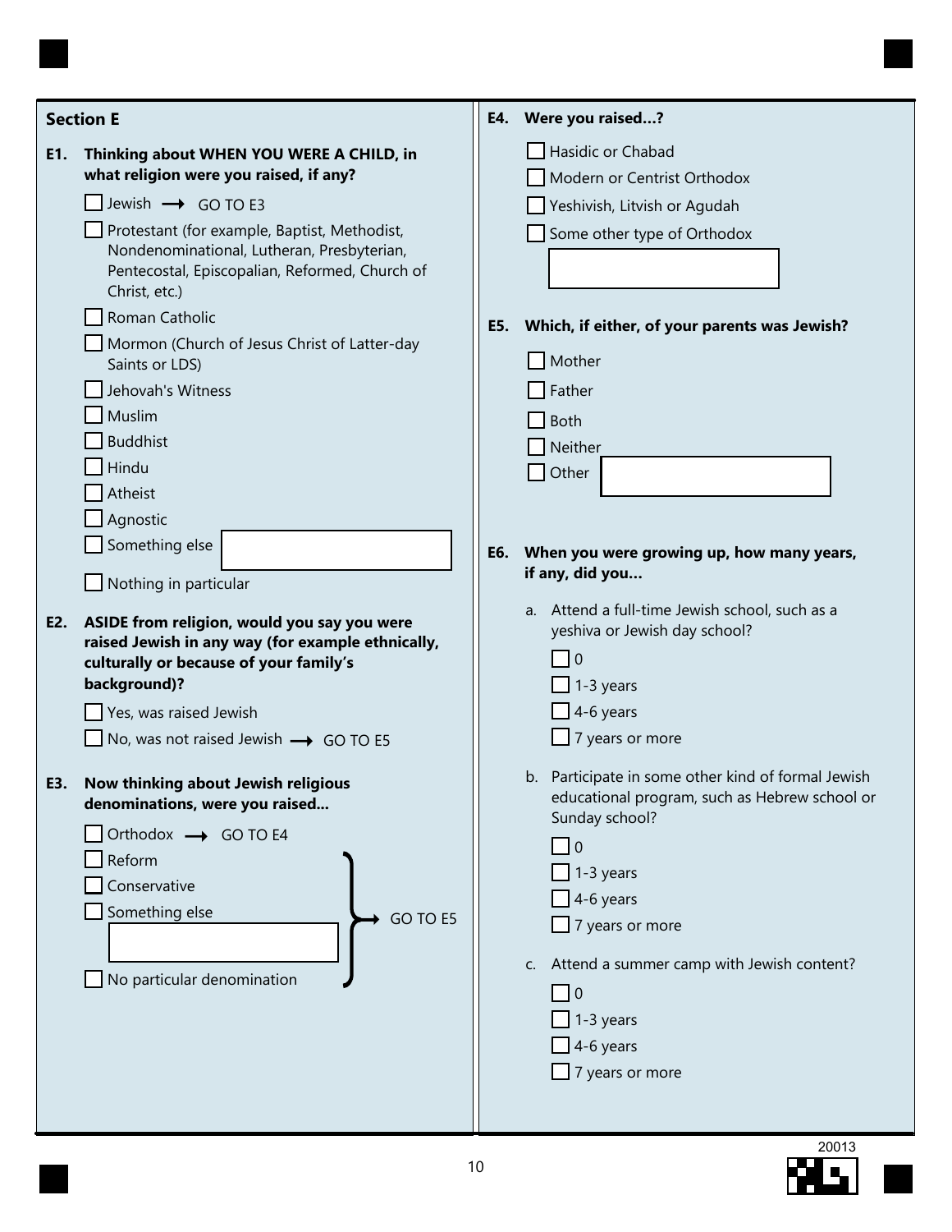## Section E

**E1. Thinking about WHEN YOU WERE A CHILD, in what religion were you raised, if any?**

- ☐ Jewish → GO TO E3
- ☐ Protestant (for example, Baptist, Methodist, Nondenominational, Lutheran, Presbyterian, Pentecostal, Episcopalian, Reformed, Church of Christ, etc.)
- ☐ Roman Catholic
- ☐ Mormon (Church of Jesus Christ of Latter-day Saints or LDS)
- ☐ Jehovah's Witness
- ☐ Muslim
- ☐ Buddhist
- ☐ Hindu
- ☐ Atheist
- ☐ Agnostic
- ☐ Something else ________
- ☐ Nothing in particular

**E2. ASIDE from religion, would you say you were raised Jewish in any way (for example ethnically, culturally or because of your family's background)?**

- ☐ Yes, was raised Jewish
- ☐ No, was not raised Jewish → GO TO E5

**E3. Now thinking about Jewish religious denominations, were you raised...**

- ☐ Orthodox → GO TO E4
- ☐ Reform
- ☐ Conservative
- ☐ Something else ________
- ☐ No particular denomination

(Reform, Conservative, Something else, No particular denomination → GO TO E5)

**E4. Were you raised...?**

- ☐ Hasidic or Chabad
- ☐ Modern or Centrist Orthodox
- ☐ Yeshivish, Litvish or Agudah
- ☐ Some other type of Orthodox ________

**E5. Which, if either, of your parents was Jewish?**

- ☐ Mother
- ☐ Father
- ☐ Both
- ☐ Neither
- ☐ Other ________

**E6. When you were growing up, how many years, if any, did you...**

a. Attend a full-time Jewish school, such as a yeshiva or Jewish day school?

- ☐ 0
- ☐ 1-3 years
- ☐ 4-6 years
- ☐ 7 years or more

b. Participate in some other kind of formal Jewish educational program, such as Hebrew school or Sunday school?

- ☐ 0
- ☐ 1-3 years
- ☐ 4-6 years
- ☐ 7 years or more

c. Attend a summer camp with Jewish content?

- ☐ 0
- ☐ 1-3 years
- ☐ 4-6 years
- ☐ 7 years or more

20013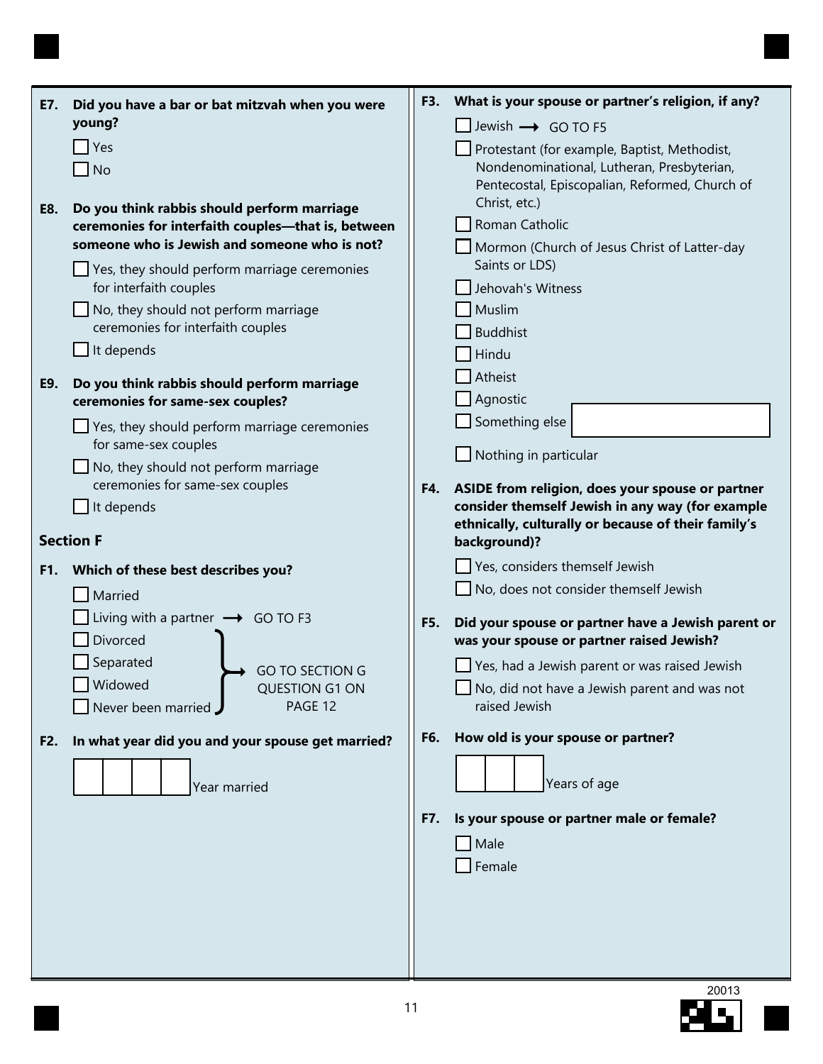**E7. Did you have a bar or bat mitzvah when you were young?**

- ☐ Yes
- ☐ No

**E8. Do you think rabbis should perform marriage ceremonies for interfaith couples—that is, between someone who is Jewish and someone who is not?**

- ☐ Yes, they should perform marriage ceremonies for interfaith couples
- ☐ No, they should not perform marriage ceremonies for interfaith couples
- ☐ It depends

**E9. Do you think rabbis should perform marriage ceremonies for same-sex couples?**

- ☐ Yes, they should perform marriage ceremonies for same-sex couples
- ☐ No, they should not perform marriage ceremonies for same-sex couples
- ☐ It depends

## Section F

**F1. Which of these best describes you?**

- ☐ Married
- ☐ Living with a partner → GO TO F3
- ☐ Divorced
- ☐ Separated
- ☐ Widowed
- ☐ Never been married

(Divorced, Separated, Widowed, Never been married) → GO TO SECTION G QUESTION G1 ON PAGE 12

**F2. In what year did you and your spouse get married?**

☐☐☐☐ Year married

**F3. What is your spouse or partner's religion, if any?**

- ☐ Jewish → GO TO F5
- ☐ Protestant (for example, Baptist, Methodist, Nondenominational, Lutheran, Presbyterian, Pentecostal, Episcopalian, Reformed, Church of Christ, etc.)
- ☐ Roman Catholic
- ☐ Mormon (Church of Jesus Christ of Latter-day Saints or LDS)
- ☐ Jehovah's Witness
- ☐ Muslim
- ☐ Buddhist
- ☐ Hindu
- ☐ Atheist
- ☐ Agnostic
- ☐ Something else ________
- ☐ Nothing in particular

**F4. ASIDE from religion, does your spouse or partner consider themself Jewish in any way (for example ethnically, culturally or because of their family's background)?**

- ☐ Yes, considers themself Jewish
- ☐ No, does not consider themself Jewish

**F5. Did your spouse or partner have a Jewish parent or was your spouse or partner raised Jewish?**

- ☐ Yes, had a Jewish parent or was raised Jewish
- ☐ No, did not have a Jewish parent and was not raised Jewish

**F6. How old is your spouse or partner?**

☐☐☐ Years of age

**F7. Is your spouse or partner male or female?**

- ☐ Male
- ☐ Female

20013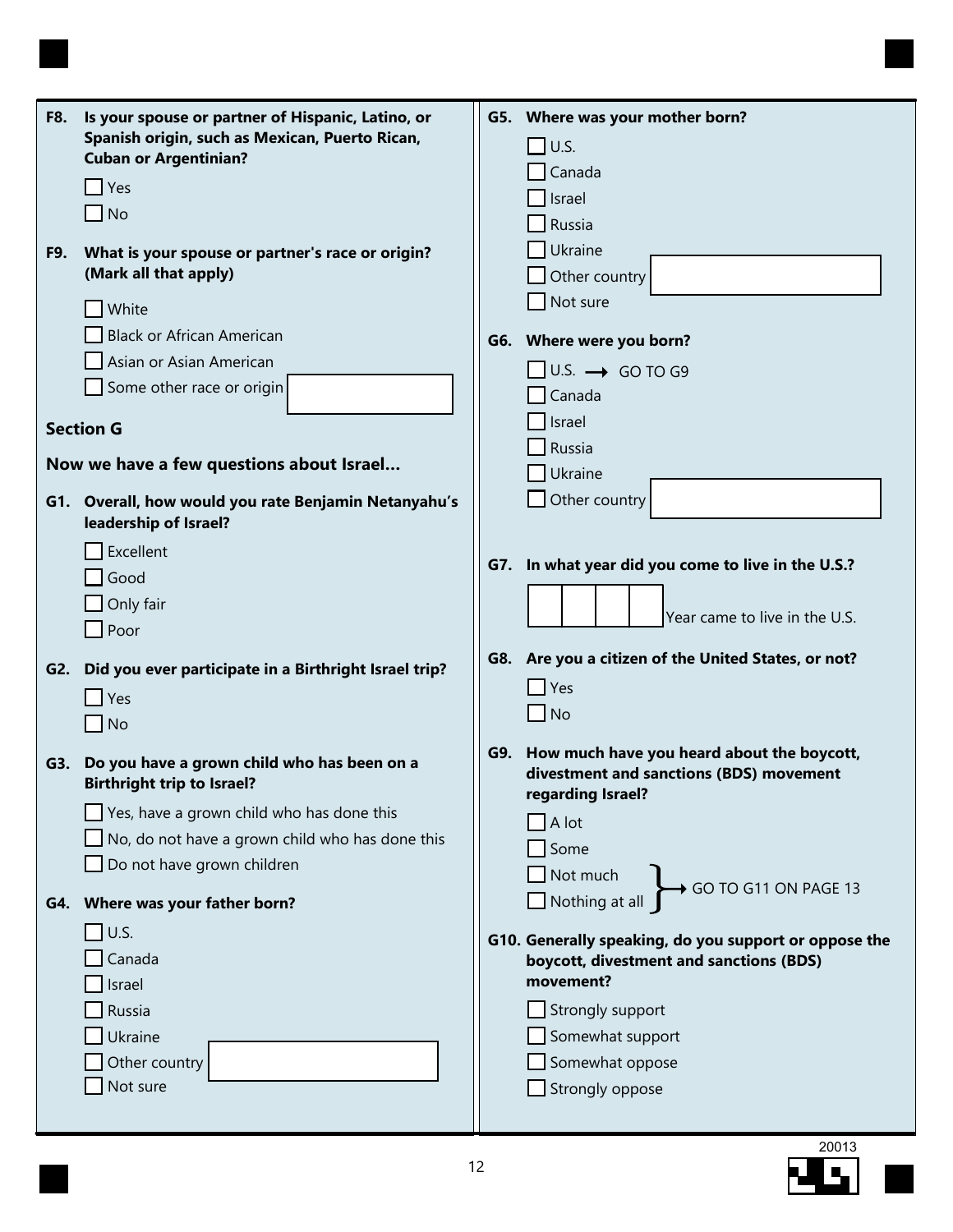**F8. Is your spouse or partner of Hispanic, Latino, or Spanish origin, such as Mexican, Puerto Rican, Cuban or Argentinian?**

- ☐ Yes
- ☐ No

**F9. What is your spouse or partner's race or origin? (Mark all that apply)**

- ☐ White
- ☐ Black or African American
- ☐ Asian or Asian American
- ☐ Some other race or origin ________

## Section G

**Now we have a few questions about Israel…**

**G1. Overall, how would you rate Benjamin Netanyahu's leadership of Israel?**

- ☐ Excellent
- ☐ Good
- ☐ Only fair
- ☐ Poor

**G2. Did you ever participate in a Birthright Israel trip?**

- ☐ Yes
- ☐ No

**G3. Do you have a grown child who has been on a Birthright trip to Israel?**

- ☐ Yes, have a grown child who has done this
- ☐ No, do not have a grown child who has done this
- ☐ Do not have grown children

**G4. Where was your father born?**

- ☐ U.S.
- ☐ Canada
- ☐ Israel
- ☐ Russia
- ☐ Ukraine
- ☐ Other country ________
- ☐ Not sure

**G5. Where was your mother born?**

- ☐ U.S.
- ☐ Canada
- ☐ Israel
- ☐ Russia
- ☐ Ukraine
- ☐ Other country ________
- ☐ Not sure

**G6. Where were you born?**

- ☐ U.S. → GO TO G9
- ☐ Canada
- ☐ Israel
- ☐ Russia
- ☐ Ukraine
- ☐ Other country ________

**G7. In what year did you come to live in the U.S.?**

☐☐☐☐ Year came to live in the U.S.

**G8. Are you a citizen of the United States, or not?**

- ☐ Yes
- ☐ No

**G9. How much have you heard about the boycott, divestment and sanctions (BDS) movement regarding Israel?**

- ☐ A lot
- ☐ Some
- ☐ Not much } → GO TO G11 ON PAGE 13
- ☐ Nothing at all } → GO TO G11 ON PAGE 13

**G10. Generally speaking, do you support or oppose the boycott, divestment and sanctions (BDS) movement?**

- ☐ Strongly support
- ☐ Somewhat support
- ☐ Somewhat oppose
- ☐ Strongly oppose

20013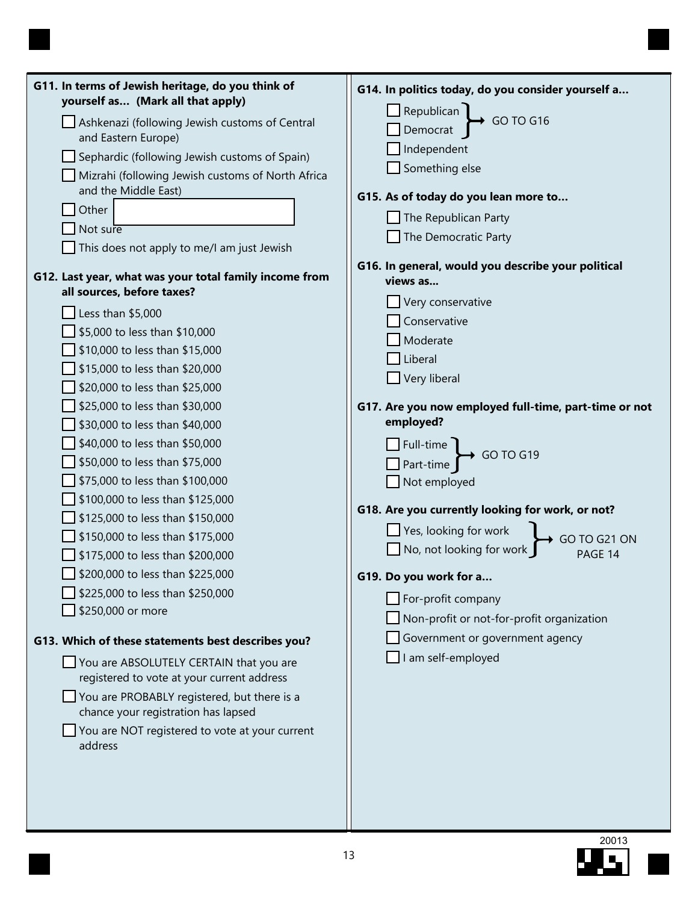**G11. In terms of Jewish heritage, do you think of yourself as… (Mark all that apply)**

- ☐ Ashkenazi (following Jewish customs of Central and Eastern Europe)
- ☐ Sephardic (following Jewish customs of Spain)
- ☐ Mizrahi (following Jewish customs of North Africa and the Middle East)
- ☐ Other ________
- ☐ Not sure
- ☐ This does not apply to me/I am just Jewish

**G12. Last year, what was your total family income from all sources, before taxes?**

- ☐ Less than $5,000
- ☐ $5,000 to less than $10,000
- ☐ $10,000 to less than $15,000
- ☐ $15,000 to less than $20,000
- ☐ $20,000 to less than $25,000
- ☐ $25,000 to less than $30,000
- ☐ $30,000 to less than $40,000
- ☐ $40,000 to less than $50,000
- ☐ $50,000 to less than $75,000
- ☐ $75,000 to less than $100,000
- ☐ $100,000 to less than $125,000
- ☐ $125,000 to less than $150,000
- ☐ $150,000 to less than $175,000
- ☐ $175,000 to less than $200,000
- ☐ $200,000 to less than $225,000
- ☐ $225,000 to less than $250,000
- ☐ $250,000 or more

**G13. Which of these statements best describes you?**

- ☐ You are ABSOLUTELY CERTAIN that you are registered to vote at your current address
- ☐ You are PROBABLY registered, but there is a chance your registration has lapsed
- ☐ You are NOT registered to vote at your current address

**G14. In politics today, do you consider yourself a…**

- ☐ Republican → GO TO G16
- ☐ Democrat → GO TO G16
- ☐ Independent
- ☐ Something else

**G15. As of today do you lean more to…**

- ☐ The Republican Party
- ☐ The Democratic Party

**G16. In general, would you describe your political views as…**

- ☐ Very conservative
- ☐ Conservative
- ☐ Moderate
- ☐ Liberal
- ☐ Very liberal

**G17. Are you now employed full-time, part-time or not employed?**

- ☐ Full-time → GO TO G19
- ☐ Part-time → GO TO G19
- ☐ Not employed

**G18. Are you currently looking for work, or not?**

- ☐ Yes, looking for work → GO TO G21 ON PAGE 14
- ☐ No, not looking for work → GO TO G21 ON PAGE 14

**G19. Do you work for a…**

- ☐ For-profit company
- ☐ Non-profit or not-for-profit organization
- ☐ Government or government agency
- ☐ I am self-employed

20013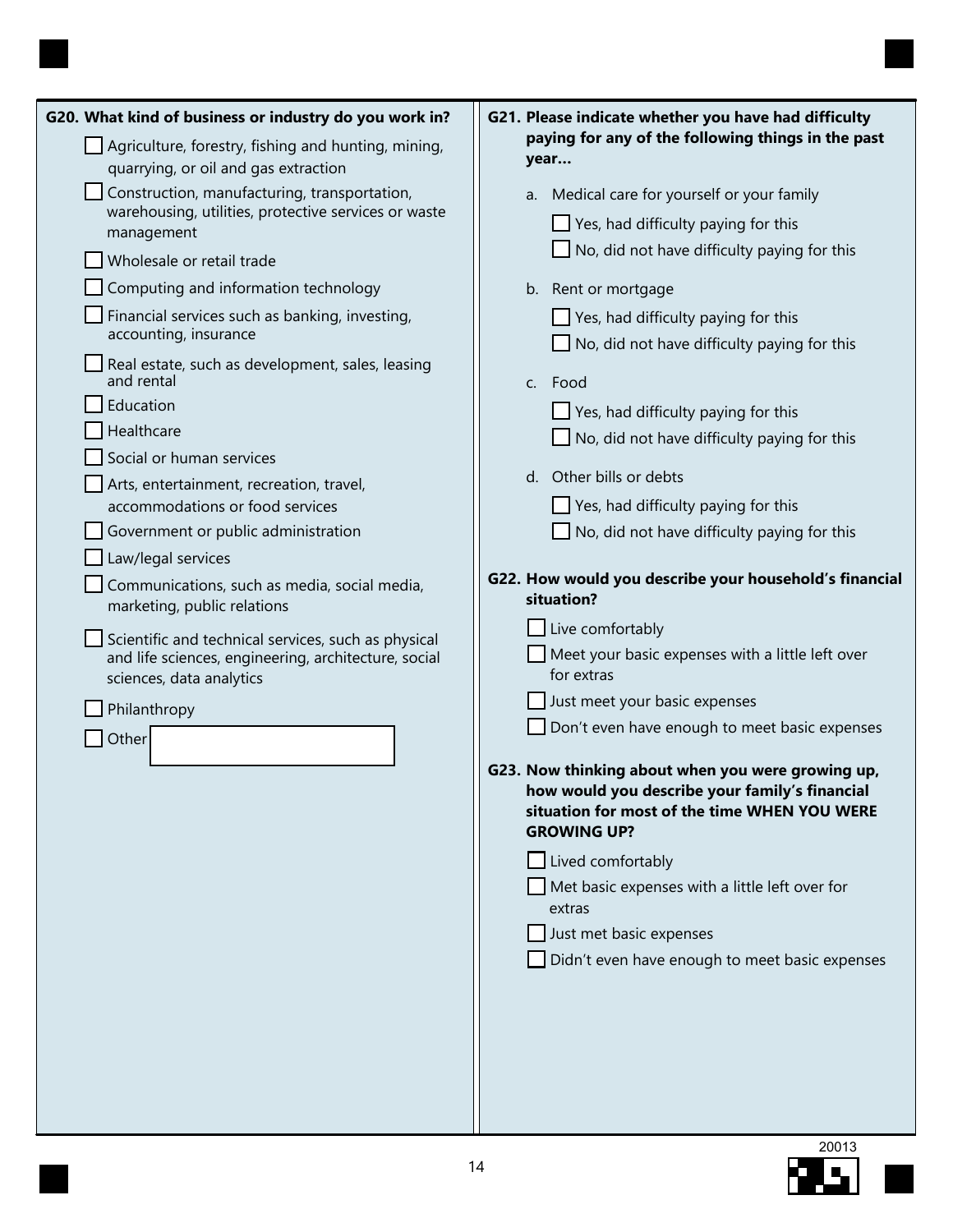**G20. What kind of business or industry do you work in?**

- ☐ Agriculture, forestry, fishing and hunting, mining, quarrying, or oil and gas extraction
- ☐ Construction, manufacturing, transportation, warehousing, utilities, protective services or waste management
- ☐ Wholesale or retail trade
- ☐ Computing and information technology
- ☐ Financial services such as banking, investing, accounting, insurance
- ☐ Real estate, such as development, sales, leasing and rental
- ☐ Education
- ☐ Healthcare
- ☐ Social or human services
- ☐ Arts, entertainment, recreation, travel, accommodations or food services
- ☐ Government or public administration
- ☐ Law/legal services
- ☐ Communications, such as media, social media, marketing, public relations
- ☐ Scientific and technical services, such as physical and life sciences, engineering, architecture, social sciences, data analytics
- ☐ Philanthropy
- ☐ Other ____________________

**G21. Please indicate whether you have had difficulty paying for any of the following things in the past year…**

a. Medical care for yourself or your family
- ☐ Yes, had difficulty paying for this
- ☐ No, did not have difficulty paying for this

b. Rent or mortgage
- ☐ Yes, had difficulty paying for this
- ☐ No, did not have difficulty paying for this

c. Food
- ☐ Yes, had difficulty paying for this
- ☐ No, did not have difficulty paying for this

d. Other bills or debts
- ☐ Yes, had difficulty paying for this
- ☐ No, did not have difficulty paying for this

**G22. How would you describe your household's financial situation?**

- ☐ Live comfortably
- ☐ Meet your basic expenses with a little left over for extras
- ☐ Just meet your basic expenses
- ☐ Don't even have enough to meet basic expenses

**G23. Now thinking about when you were growing up, how would you describe your family's financial situation for most of the time WHEN YOU WERE GROWING UP?**

- ☐ Lived comfortably
- ☐ Met basic expenses with a little left over for extras
- ☐ Just met basic expenses
- ☐ Didn't even have enough to meet basic expenses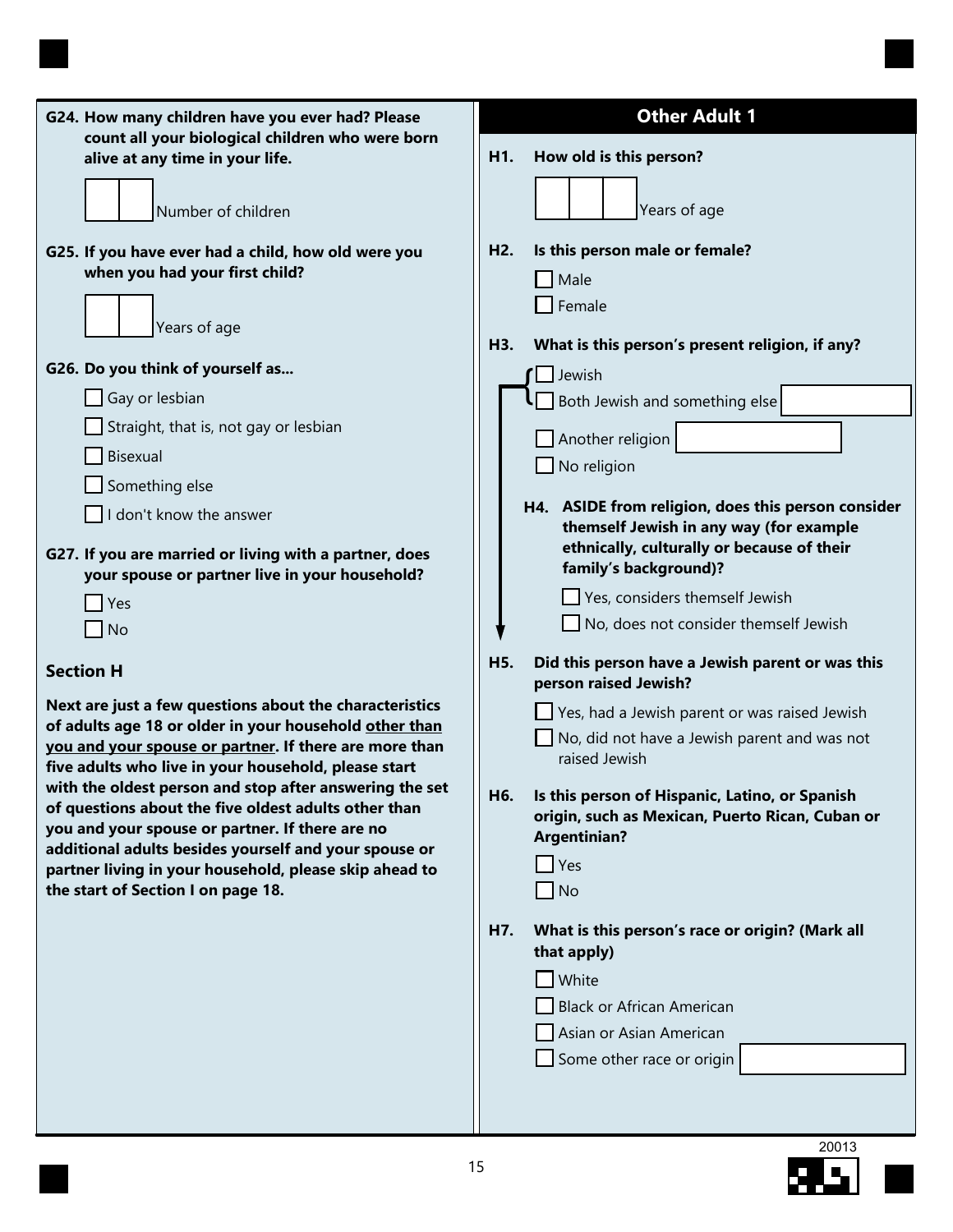**G24. How many children have you ever had? Please count all your biological children who were born alive at any time in your life.**

☐☐ Number of children

**G25. If you have ever had a child, how old were you when you had your first child?**

☐☐ Years of age

**G26. Do you think of yourself as...**

- ☐ Gay or lesbian
- ☐ Straight, that is, not gay or lesbian
- ☐ Bisexual
- ☐ Something else
- ☐ I don't know the answer

**G27. If you are married or living with a partner, does your spouse or partner live in your household?**

- ☐ Yes
- ☐ No

## Section H

**Next are just a few questions about the characteristics of adults age 18 or older in your household <u>other than you and your spouse or partner</u>. If there are more than five adults who live in your household, please start with the oldest person and stop after answering the set of questions about the five oldest adults other than you and your spouse or partner. If there are no additional adults besides yourself and your spouse or partner living in your household, please skip ahead to the start of Section I on page 18.**

## Other Adult 1

**H1. How old is this person?**

☐☐☐ Years of age

**H2. Is this person male or female?**

- ☐ Male
- ☐ Female

**H3. What is this person's present religion, if any?**

- ☐ Jewish
- ☐ Both Jewish and something else ________
- ☐ Another religion ________
- ☐ No religion

**H4. ASIDE from religion, does this person consider themself Jewish in any way (for example ethnically, culturally or because of their family's background)?**

- ☐ Yes, considers themself Jewish
- ☐ No, does not consider themself Jewish

**H5. Did this person have a Jewish parent or was this person raised Jewish?**

- ☐ Yes, had a Jewish parent or was raised Jewish
- ☐ No, did not have a Jewish parent and was not raised Jewish

**H6. Is this person of Hispanic, Latino, or Spanish origin, such as Mexican, Puerto Rican, Cuban or Argentinian?**

- ☐ Yes
- ☐ No

**H7. What is this person's race or origin? (Mark all that apply)**

- ☐ White
- ☐ Black or African American
- ☐ Asian or Asian American
- ☐ Some other race or origin ________

20013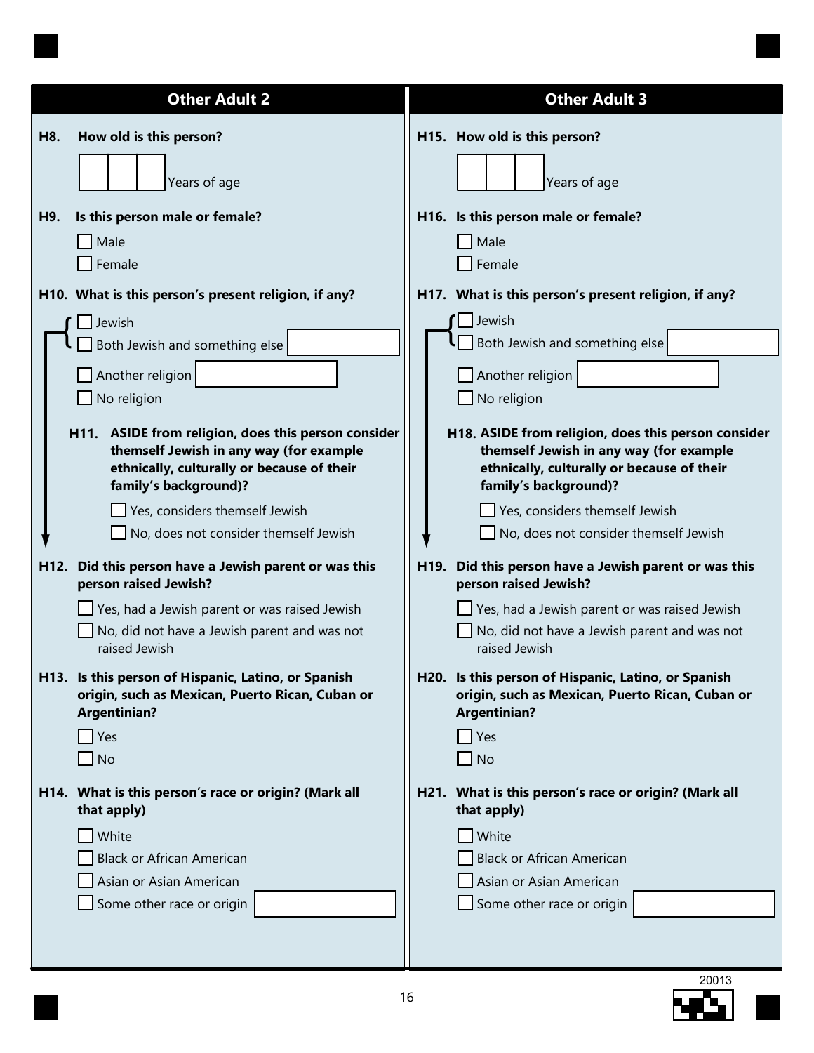## Other Adult 2

**H8. How old is this person?**

☐☐☐ Years of age

**H9. Is this person male or female?**

- ☐ Male
- ☐ Female

**H10. What is this person's present religion, if any?**

- ☐ Jewish
- ☐ Both Jewish and something else ________
- ☐ Another religion ________
- ☐ No religion

**H11. ASIDE from religion, does this person consider themself Jewish in any way (for example ethnically, culturally or because of their family's background)?**

- ☐ Yes, considers themself Jewish
- ☐ No, does not consider themself Jewish

**H12. Did this person have a Jewish parent or was this person raised Jewish?**

- ☐ Yes, had a Jewish parent or was raised Jewish
- ☐ No, did not have a Jewish parent and was not raised Jewish

**H13. Is this person of Hispanic, Latino, or Spanish origin, such as Mexican, Puerto Rican, Cuban or Argentinian?**

- ☐ Yes
- ☐ No

**H14. What is this person's race or origin? (Mark all that apply)**

- ☐ White
- ☐ Black or African American
- ☐ Asian or Asian American
- ☐ Some other race or origin ________

## Other Adult 3

**H15. How old is this person?**

☐☐☐ Years of age

**H16. Is this person male or female?**

- ☐ Male
- ☐ Female

**H17. What is this person's present religion, if any?**

- ☐ Jewish
- ☐ Both Jewish and something else ________
- ☐ Another religion ________
- ☐ No religion

**H18. ASIDE from religion, does this person consider themself Jewish in any way (for example ethnically, culturally or because of their family's background)?**

- ☐ Yes, considers themself Jewish
- ☐ No, does not consider themself Jewish

**H19. Did this person have a Jewish parent or was this person raised Jewish?**

- ☐ Yes, had a Jewish parent or was raised Jewish
- ☐ No, did not have a Jewish parent and was not raised Jewish

**H20. Is this person of Hispanic, Latino, or Spanish origin, such as Mexican, Puerto Rican, Cuban or Argentinian?**

- ☐ Yes
- ☐ No

**H21. What is this person's race or origin? (Mark all that apply)**

- ☐ White
- ☐ Black or African American
- ☐ Asian or Asian American
- ☐ Some other race or origin ________

20013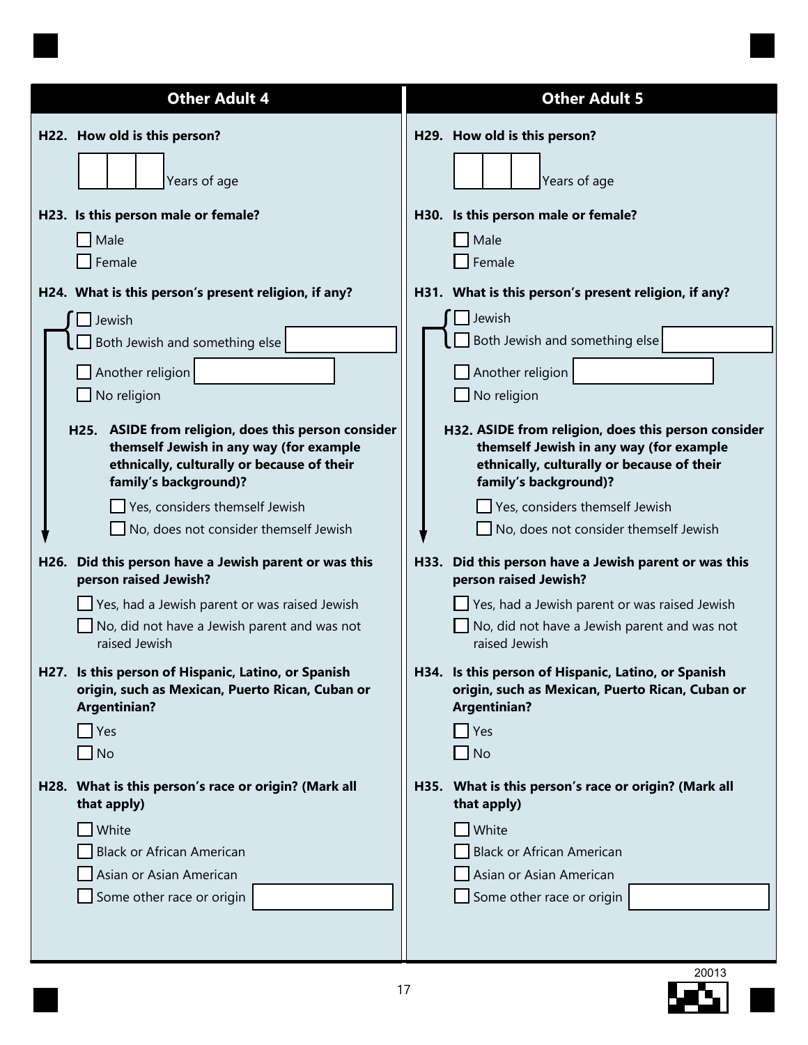## Other Adult 4

**H22. How old is this person?**

[ ][ ][ ] Years of age

**H23. Is this person male or female?**

- ☐ Male
- ☐ Female

**H24. What is this person's present religion, if any?**

- ☐ Jewish
- ☐ Both Jewish and something else ________
- ☐ Another religion ________
- ☐ No religion

**H25. ASIDE from religion, does this person consider themself Jewish in any way (for example ethnically, culturally or because of their family's background)?**

- ☐ Yes, considers themself Jewish
- ☐ No, does not consider themself Jewish

**H26. Did this person have a Jewish parent or was this person raised Jewish?**

- ☐ Yes, had a Jewish parent or was raised Jewish
- ☐ No, did not have a Jewish parent and was not raised Jewish

**H27. Is this person of Hispanic, Latino, or Spanish origin, such as Mexican, Puerto Rican, Cuban or Argentinian?**

- ☐ Yes
- ☐ No

**H28. What is this person's race or origin? (Mark all that apply)**

- ☐ White
- ☐ Black or African American
- ☐ Asian or Asian American
- ☐ Some other race or origin ________

## Other Adult 5

**H29. How old is this person?**

[ ][ ][ ] Years of age

**H30. Is this person male or female?**

- ☐ Male
- ☐ Female

**H31. What is this person's present religion, if any?**

- ☐ Jewish
- ☐ Both Jewish and something else ________
- ☐ Another religion ________
- ☐ No religion

**H32. ASIDE from religion, does this person consider themself Jewish in any way (for example ethnically, culturally or because of their family's background)?**

- ☐ Yes, considers themself Jewish
- ☐ No, does not consider themself Jewish

**H33. Did this person have a Jewish parent or was this person raised Jewish?**

- ☐ Yes, had a Jewish parent or was raised Jewish
- ☐ No, did not have a Jewish parent and was not raised Jewish

**H34. Is this person of Hispanic, Latino, or Spanish origin, such as Mexican, Puerto Rican, Cuban or Argentinian?**

- ☐ Yes
- ☐ No

**H35. What is this person's race or origin? (Mark all that apply)**

- ☐ White
- ☐ Black or African American
- ☐ Asian or Asian American
- ☐ Some other race or origin ________

20013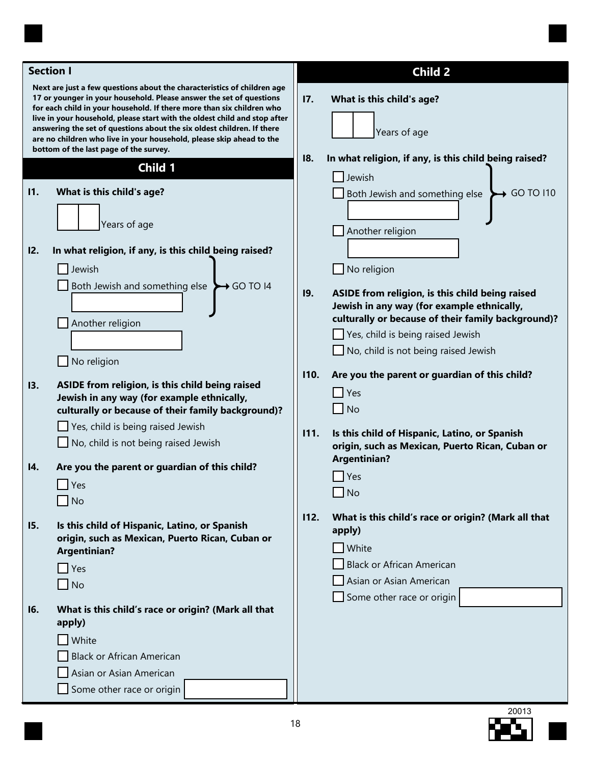## Section I

**Next are just a few questions about the characteristics of children age 17 or younger in your household. Please answer the set of questions for each child in your household. If there more than six children who live in your household, please start with the oldest child and stop after answering the set of questions about the six oldest children. If there are no children who live in your household, please skip ahead to the bottom of the last page of the survey.**

## Child 1

**I1. What is this child's age?**

☐☐ Years of age

**I2. In what religion, if any, is this child being raised?**

- ☐ Jewish → GO TO I4
- ☐ Both Jewish and something else ________ → GO TO I4
- ☐ Another religion ________
- ☐ No religion

**I3. ASIDE from religion, is this child being raised Jewish in any way (for example ethnically, culturally or because of their family background)?**

- ☐ Yes, child is being raised Jewish
- ☐ No, child is not being raised Jewish

**I4. Are you the parent or guardian of this child?**

- ☐ Yes
- ☐ No

**I5. Is this child of Hispanic, Latino, or Spanish origin, such as Mexican, Puerto Rican, Cuban or Argentinian?**

- ☐ Yes
- ☐ No

**I6. What is this child's race or origin? (Mark all that apply)**

- ☐ White
- ☐ Black or African American
- ☐ Asian or Asian American
- ☐ Some other race or origin ________

## Child 2

**I7. What is this child's age?**

☐☐ Years of age

**I8. In what religion, if any, is this child being raised?**

- ☐ Jewish → GO TO I10
- ☐ Both Jewish and something else ________ → GO TO I10
- ☐ Another religion ________
- ☐ No religion

**I9. ASIDE from religion, is this child being raised Jewish in any way (for example ethnically, culturally or because of their family background)?**

- ☐ Yes, child is being raised Jewish
- ☐ No, child is not being raised Jewish

**I10. Are you the parent or guardian of this child?**

- ☐ Yes
- ☐ No

**I11. Is this child of Hispanic, Latino, or Spanish origin, such as Mexican, Puerto Rican, Cuban or Argentinian?**

- ☐ Yes
- ☐ No

**I12. What is this child's race or origin? (Mark all that apply)**

- ☐ White
- ☐ Black or African American
- ☐ Asian or Asian American
- ☐ Some other race or origin ________

20013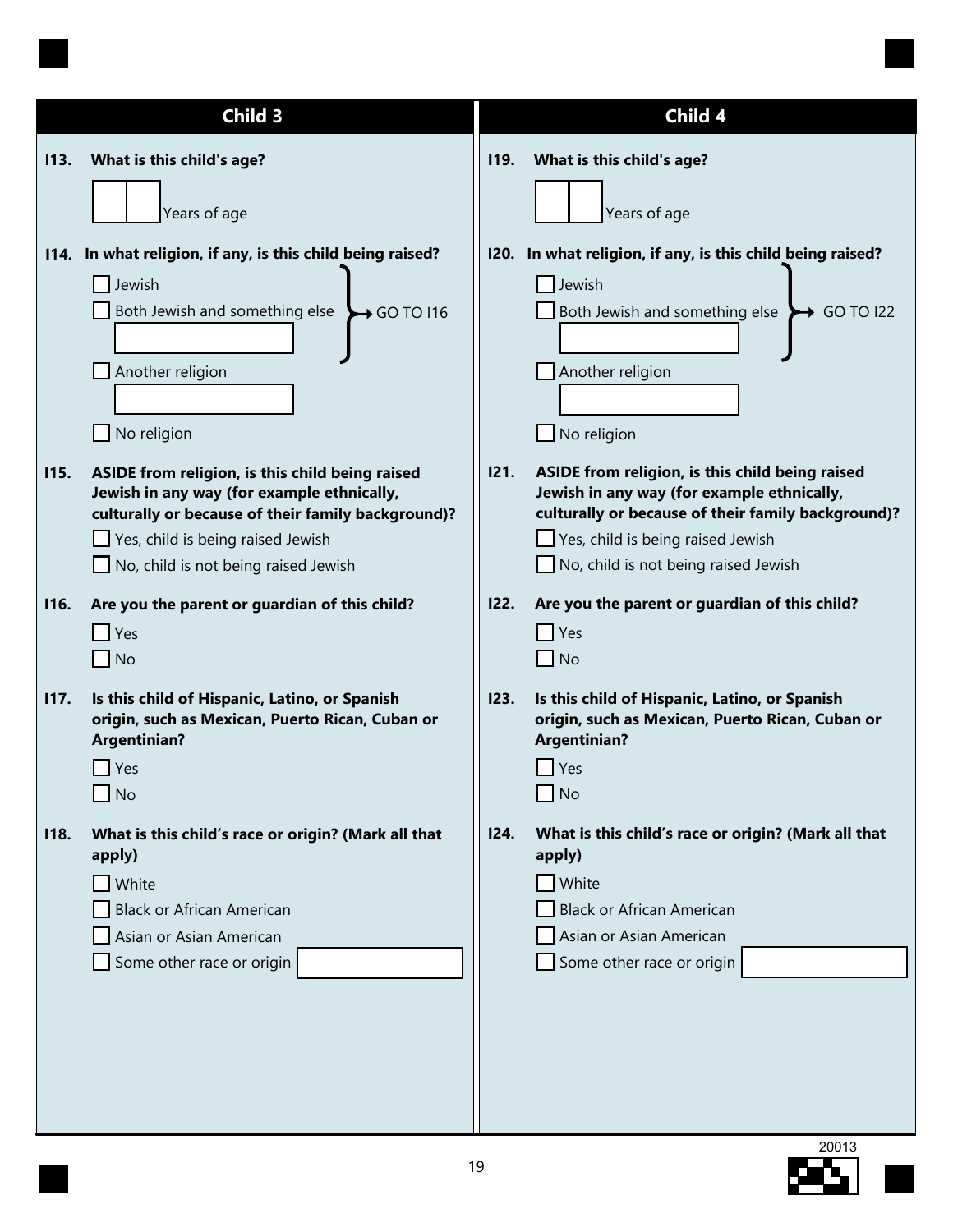## Child 3

**I13. What is this child's age?**

☐☐ Years of age

**I14. In what religion, if any, is this child being raised?**

- ☐ Jewish
- ☐ Both Jewish and something else ________ → GO TO I16
- ☐ Another religion ________
- ☐ No religion

**I15. ASIDE from religion, is this child being raised Jewish in any way (for example ethnically, culturally or because of their family background)?**

- ☐ Yes, child is being raised Jewish
- ☐ No, child is not being raised Jewish

**I16. Are you the parent or guardian of this child?**

- ☐ Yes
- ☐ No

**I17. Is this child of Hispanic, Latino, or Spanish origin, such as Mexican, Puerto Rican, Cuban or Argentinian?**

- ☐ Yes
- ☐ No

**I18. What is this child's race or origin? (Mark all that apply)**

- ☐ White
- ☐ Black or African American
- ☐ Asian or Asian American
- ☐ Some other race or origin ________

## Child 4

**I19. What is this child's age?**

☐☐ Years of age

**I20. In what religion, if any, is this child being raised?**

- ☐ Jewish
- ☐ Both Jewish and something else ________ → GO TO I22
- ☐ Another religion ________
- ☐ No religion

**I21. ASIDE from religion, is this child being raised Jewish in any way (for example ethnically, culturally or because of their family background)?**

- ☐ Yes, child is being raised Jewish
- ☐ No, child is not being raised Jewish

**I22. Are you the parent or guardian of this child?**

- ☐ Yes
- ☐ No

**I23. Is this child of Hispanic, Latino, or Spanish origin, such as Mexican, Puerto Rican, Cuban or Argentinian?**

- ☐ Yes
- ☐ No

**I24. What is this child's race or origin? (Mark all that apply)**

- ☐ White
- ☐ Black or African American
- ☐ Asian or Asian American
- ☐ Some other race or origin ________

20013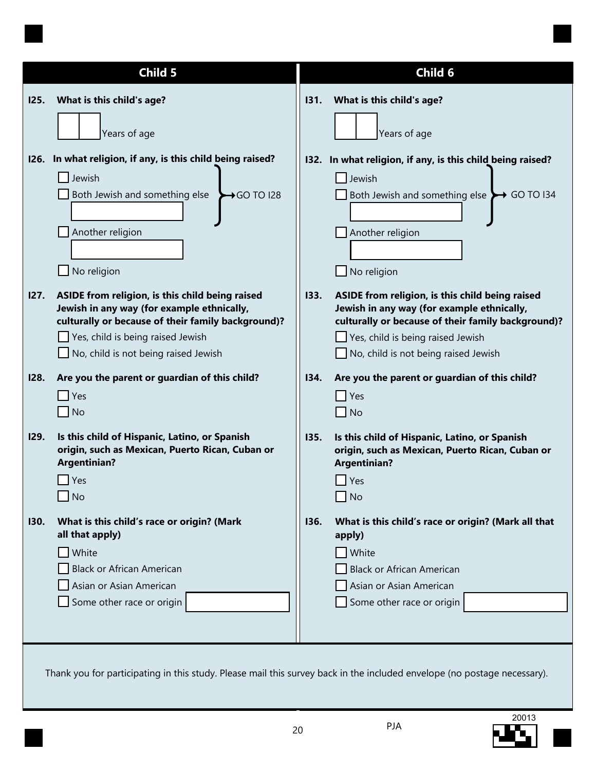## Child 5

**I25. What is this child's age?**

☐☐ Years of age

**I26. In what religion, if any, is this child being raised?**

☐ Jewish
☐ Both Jewish and something else ________ → GO TO I28

☐ Another religion ________

☐ No religion

**I27. ASIDE from religion, is this child being raised Jewish in any way (for example ethnically, culturally or because of their family background)?**

☐ Yes, child is being raised Jewish
☐ No, child is not being raised Jewish

**I28. Are you the parent or guardian of this child?**

☐ Yes
☐ No

**I29. Is this child of Hispanic, Latino, or Spanish origin, such as Mexican, Puerto Rican, Cuban or Argentinian?**

☐ Yes
☐ No

**I30. What is this child's race or origin? (Mark all that apply)**

☐ White
☐ Black or African American
☐ Asian or Asian American
☐ Some other race or origin ________

## Child 6

**I31. What is this child's age?**

☐☐ Years of age

**I32. In what religion, if any, is this child being raised?**

☐ Jewish
☐ Both Jewish and something else ________ → GO TO I34

☐ Another religion ________

☐ No religion

**I33. ASIDE from religion, is this child being raised Jewish in any way (for example ethnically, culturally or because of their family background)?**

☐ Yes, child is being raised Jewish
☐ No, child is not being raised Jewish

**I34. Are you the parent or guardian of this child?**

☐ Yes
☐ No

**I35. Is this child of Hispanic, Latino, or Spanish origin, such as Mexican, Puerto Rican, Cuban or Argentinian?**

☐ Yes
☐ No

**I36. What is this child's race or origin? (Mark all that apply)**

☐ White
☐ Black or African American
☐ Asian or Asian American
☐ Some other race or origin ________

Thank you for participating in this study. Please mail this survey back in the included envelope (no postage necessary).

PJA

20013